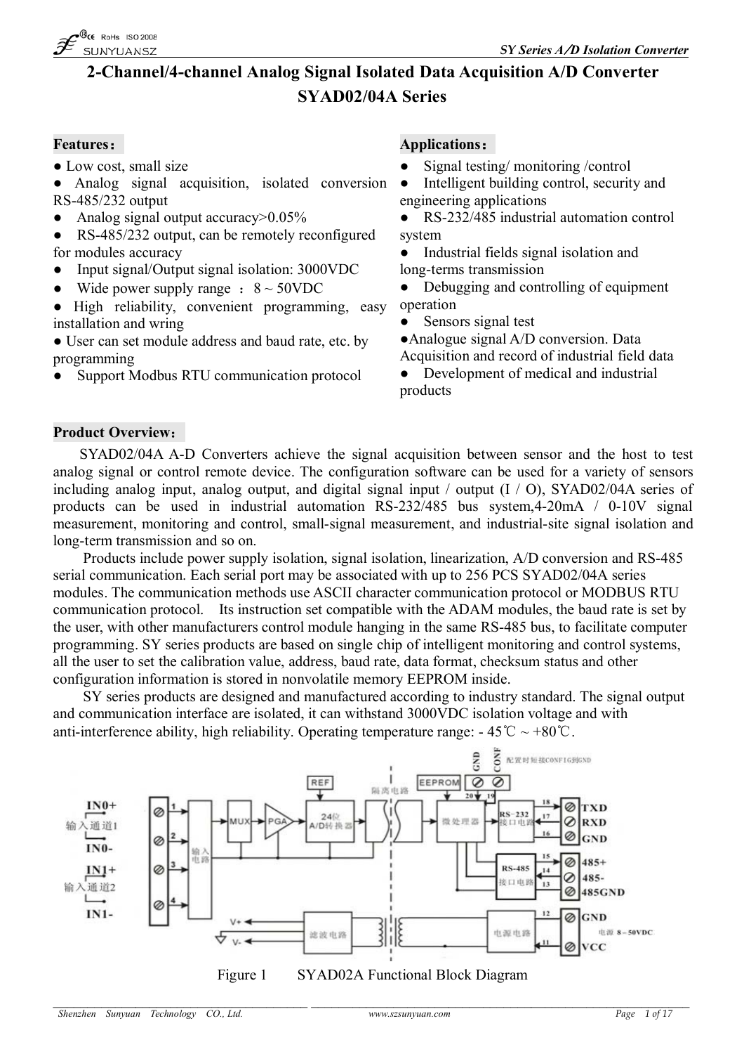# 2-Channel/4-channel Analog Signal Isolated Data Acquisition A/D Converter SYAD02/04A Series

## Features：

- Low cost, small size
- Analog signal acquisition, isolated conversion RS-485/232 output
- Analog signal output accuracy>0.05%
- RS-485/232 output, can be remotely reconfigured for modules accuracy
- Input signal/Output signal isolation: 3000VDC
- Wide power supply range ：8 ~ 50VDC
- High reliability, convenient programming, easy installation and wring
- User can set module address and baud rate, etc. by programming
- Support Modbus RTU communication protocol

## Applications：

- Signal testing/ monitoring /control
- Intelligent building control, security and engineering applications
- RS-232/485 industrial automation control system
- Industrial fields signal isolation and long-terms transmission
- Debugging and controlling of equipment operation
- Sensors signal test
- Analogue signal A/D conversion. Data Acquisition and record of industrial field data
- Development of medical and industrial products

## Product Overview：

SYAD02/04A A-D Converters achieve the signal acquisition between sensor and the host to test analog signal or control remote device. The configuration software can be used for a variety of sensors including analog input, analog output, and digital signal input / output (I / O), SYAD02/04A series of products can be used in industrial automation RS-232/485 bus system,4-20mA / 0-10V signal measurement, monitoring and control, small-signal measurement, and industrial-site signal isolation and long-term transmission and so on.

Products include power supply isolation, signal isolation, linearization, A/D conversion and RS-485 serial communication. Each serial port may be associated with up to 256 PCS SYAD02/04A series modules. The communication methods use ASCII character communication protocol or MODBUS RTU communication protocol. Its instruction set compatible with the ADAM modules, the baud rate is set by the user, with other manufacturers control module hanging in the same RS-485 bus, to facilitate computer programming. SY series products are based on single chip of intelligent monitoring and control systems, all the user to set the calibration value, address, baud rate, data format, checksum status and other configuration information is stored in nonvolatile memory EEPROM inside.

SY series products are designed and manufactured according to industry standard. The signal output and communication interface are isolated, it can withstand 3000VDC isolation voltage and with anti-interference ability, high reliability. Operating temperature range: - 45℃ ~ +80℃.

Figure 1 SYAD02A Functional Block Diagram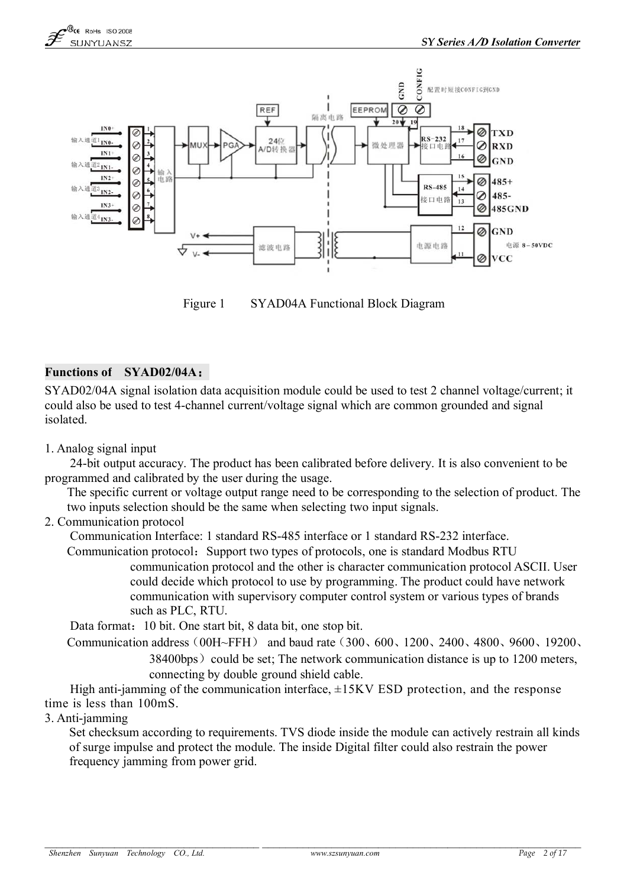Figure 1　　SYAD04A Functional Block Diagram

**Functions of　SYAD02/04A：**

SYAD02/04A signal isolation data acquisition module could be used to test 2 channel voltage/current; it could also be used to test 4-channel current/voltage signal which are common grounded and signal isolated.

1. Analog signal input

24-bit output accuracy. The product has been calibrated before delivery. It is also convenient to be programmed and calibrated by the user during the usage.

The specific current or voltage output range need to be corresponding to the selection of product. The two inputs selection should be the same when selecting two input signals.

2. Communication protocol

Communication Interface: 1 standard RS-485 interface or 1 standard RS-232 interface.

Communication protocol：Support two types of protocols, one is standard Modbus RTU communication protocol and the other is character communication protocol ASCII. User could decide which protocol to use by programming. The product could have network communication with supervisory computer control system or various types of brands such as PLC, RTU.

Data format：10 bit. One start bit, 8 data bit, one stop bit.

Communication address（00H~FFH） and baud rate（300、600、1200、2400、4800、9600、19200、38400bps）could be set; The network communication distance is up to 1200 meters, connecting by double ground shield cable.

High anti-jamming of the communication interface, ±15KV ESD protection, and the response time is less than 100mS.

3. Anti-jamming

Set checksum according to requirements. TVS diode inside the module can actively restrain all kinds of surge impulse and protect the module. The inside Digital filter could also restrain the power frequency jamming from power grid.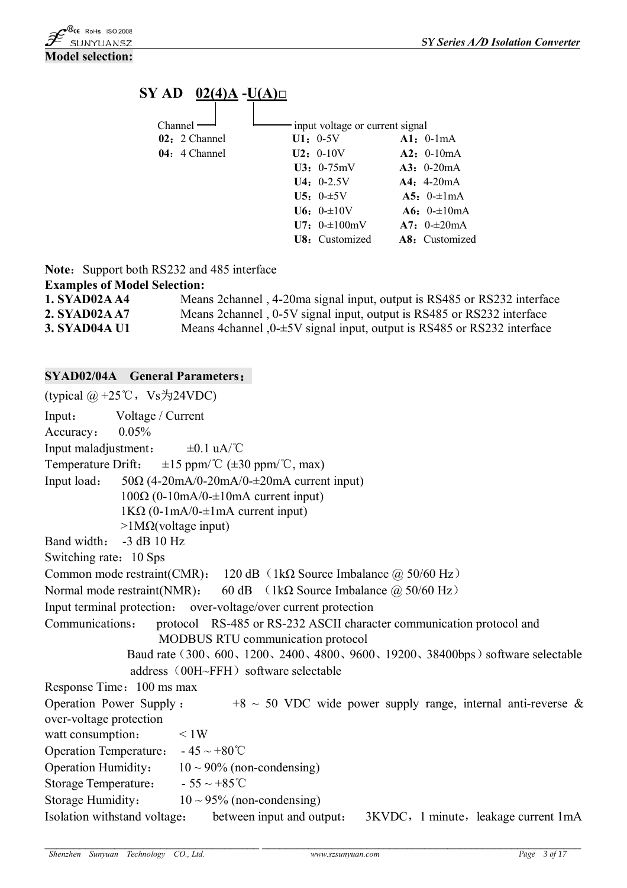**Model selection:**

**SY AD 02(4)A -U(A)□**

Channel
**02**：2 Channel
**04**：4 Channel

input voltage or current signal

| | |
|---|---|
| **U1**：0-5V | **A1**：0-1mA |
| **U2**：0-10V | **A2**：0-10mA |
| **U3**：0-75mV | **A3**：0-20mA |
| **U4**：0-2.5V | **A4**：4-20mA |
| **U5**：0-±5V | **A5**：0-±1mA |
| **U6**：0-±10V | **A6**：0-±10mA |
| **U7**：0-±100mV | **A7**：0-±20mA |
| **U8**：Customized | **A8**：Customized |

**Note**：Support both RS232 and 485 interface

**Examples of Model Selection:**

**1. SYAD02A A4** Means 2channel , 4-20ma signal input, output is RS485 or RS232 interface
**2. SYAD02A A7** Means 2channel , 0-5V signal input, output is RS485 or RS232 interface
**3. SYAD04A U1** Means 4channel ,0-±5V signal input, output is RS485 or RS232 interface

**SYAD02/04A General Parameters：**

(typical @ +25℃，Vs为24VDC)

Input： Voltage / Current

Accuracy： 0.05%

Input maladjustment： ±0.1 uA/℃

Temperature Drift： ±15 ppm/℃ (±30 ppm/℃, max)

Input load： 50Ω (4-20mA/0-20mA/0-±20mA current input)
100Ω (0-10mA/0-±10mA current input)
1KΩ (0-1mA/0-±1mA current input)
>1MΩ(voltage input)

Band width： -3 dB 10 Hz

Switching rate：10 Sps

Common mode restraint(CMR)： 120 dB（1kΩ Source Imbalance @ 50/60 Hz）

Normal mode restraint(NMR)： 60 dB （1kΩ Source Imbalance @ 50/60 Hz）

Input terminal protection： over-voltage/over current protection

Communications： protocol RS-485 or RS-232 ASCII character communication protocol and MODBUS RTU communication protocol
Baud rate（300、600、1200、2400、4800、9600、19200、38400bps）software selectable
address（00H~FFH）software selectable

Response Time：100 ms max

Operation Power Supply： +8 ~ 50 VDC wide power supply range, internal anti-reverse & over-voltage protection

watt consumption： < 1W

Operation Temperature： - 45 ~ +80℃

Operation Humidity： 10 ~ 90% (non-condensing)

Storage Temperature： - 55 ~ +85℃

Storage Humidity： 10 ~ 95% (non-condensing)

Isolation withstand voltage： between input and output： 3KVDC，1 minute，leakage current 1mA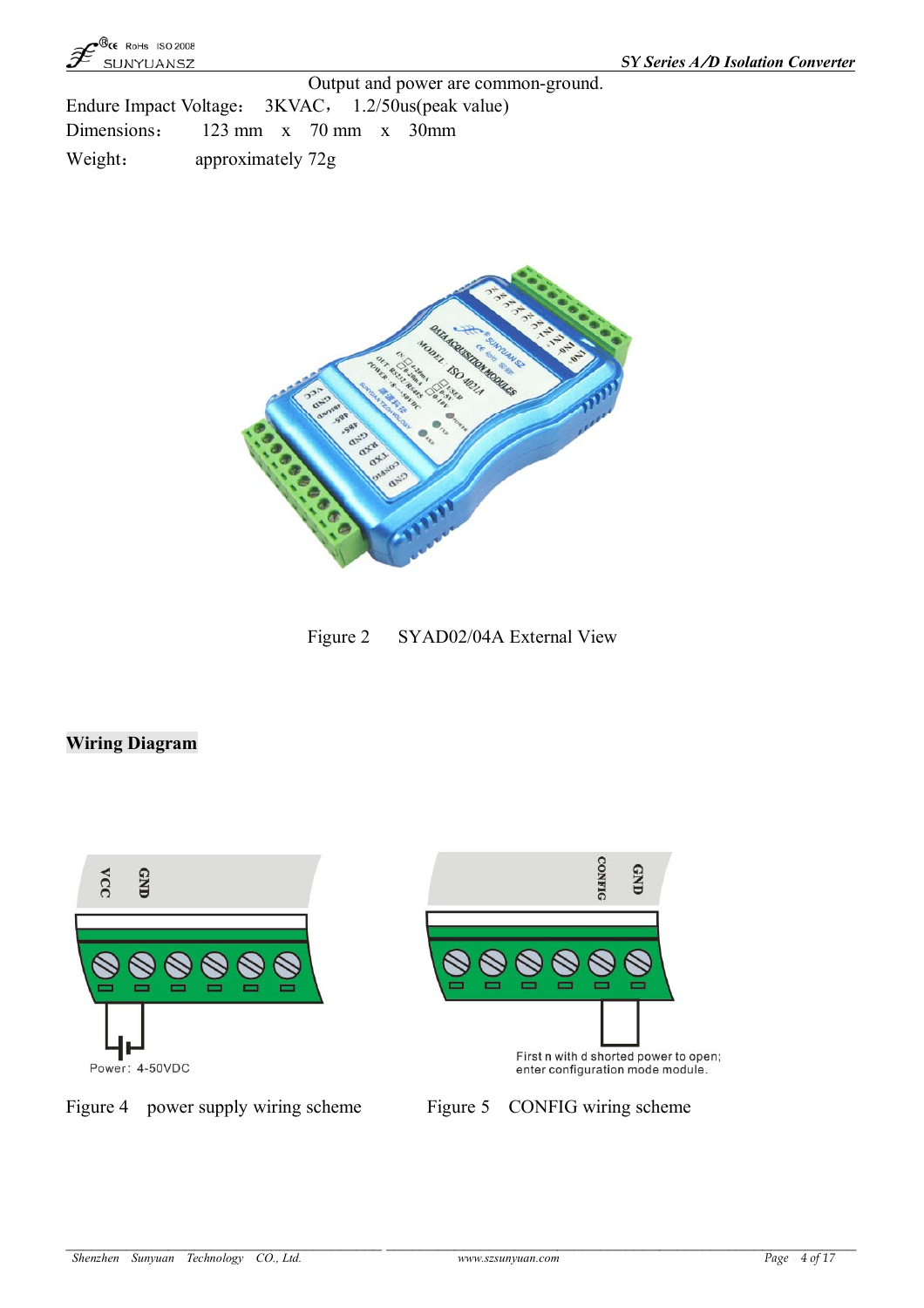Output and power are common-ground.

Endure Impact Voltage: 3KVAC， 1.2/50us(peak value)

Dimensions: 123 mm x 70 mm x 30mm

Weight: approximately 72g

Figure 2 SYAD02/04A External View

**Wiring Diagram**

Power: 4-50VDC

Figure 4 power supply wiring scheme

First n with d shorted power to open; enter configuration mode module.

Figure 5 CONFIG wiring scheme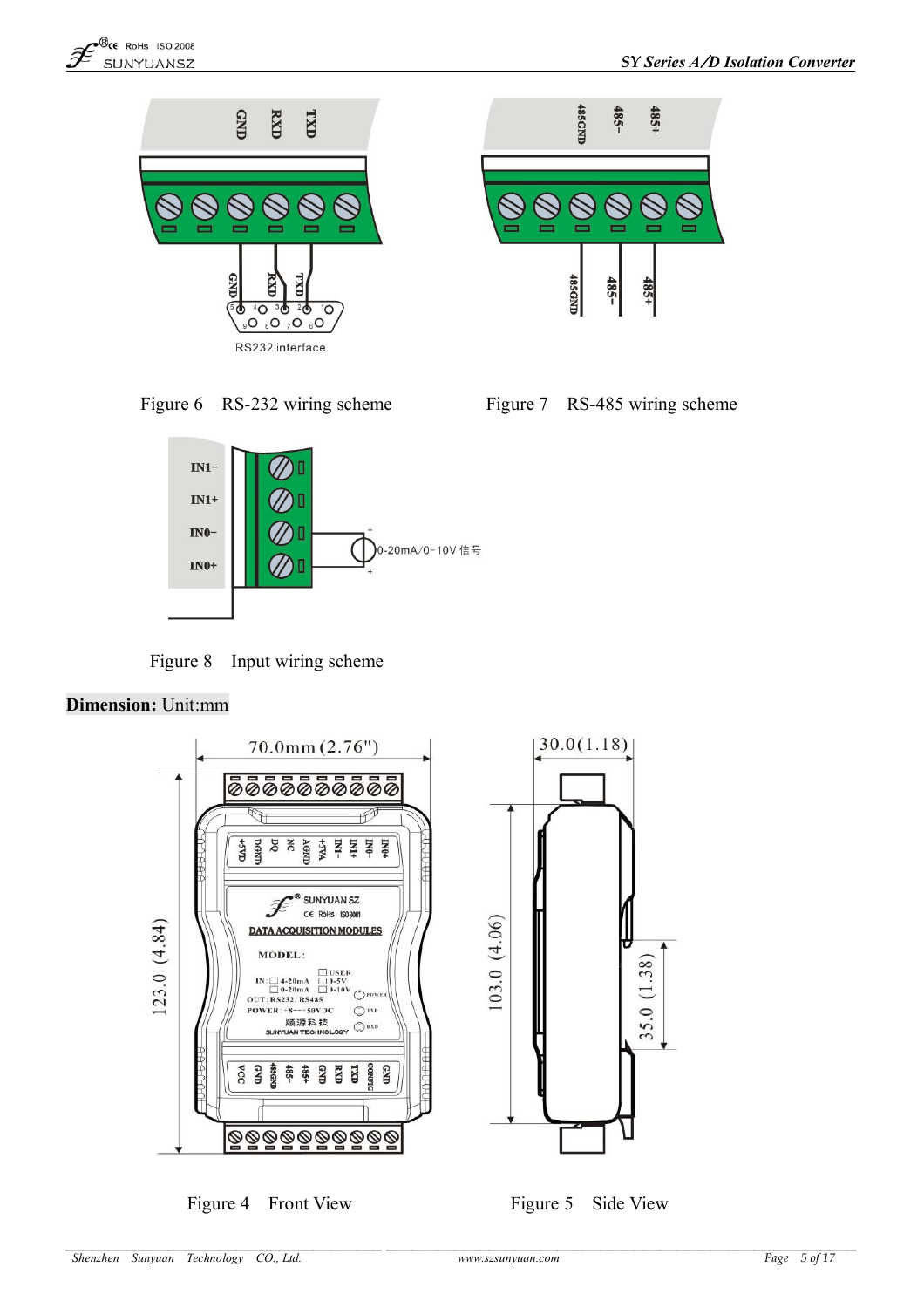Figure 6 RS-232 wiring scheme

Figure 7 RS-485 wiring scheme

Figure 8 Input wiring scheme

**Dimension:** Unit:mm

Figure 4 Front View

Figure 5 Side View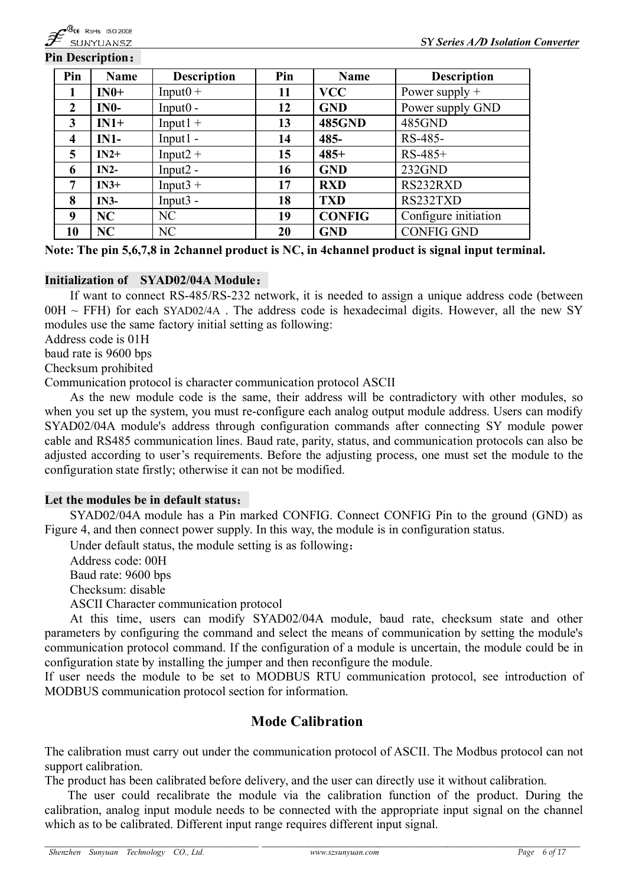**Pin Description：**

| Pin | Name | Description | Pin | Name | Description |
|---|---|---|---|---|---|
| **1** | **IN0+** | Input0 + | **11** | **VCC** | Power supply + |
| **2** | **IN0-** | Input0 - | **12** | **GND** | Power supply GND |
| **3** | **IN1+** | Input1 + | **13** | **485GND** | 485GND |
| **4** | **IN1-** | Input1 - | **14** | **485-** | RS-485- |
| **5** | **IN2+** | Input2 + | **15** | **485+** | RS-485+ |
| **6** | **IN2-** | Input2 - | **16** | **GND** | 232GND |
| **7** | **IN3+** | Input3 + | **17** | **RXD** | RS232RXD |
| **8** | **IN3-** | Input3 - | **18** | **TXD** | RS232TXD |
| **9** | **NC** | NC | **19** | **CONFIG** | Configure initiation |
| **10** | **NC** | NC | **20** | **GND** | CONFIG GND |

**Note: The pin 5,6,7,8 in 2channel product is NC, in 4channel product is signal input terminal.**

**Initialization of SYAD02/04A Module：**

If want to connect RS-485/RS-232 network, it is needed to assign a unique address code (between 00H ~ FFH) for each SYAD02/4A . The address code is hexadecimal digits. However, all the new SY modules use the same factory initial setting as following:

Address code is 01H
baud rate is 9600 bps
Checksum prohibited
Communication protocol is character communication protocol ASCII

As the new module code is the same, their address will be contradictory with other modules, so when you set up the system, you must re-configure each analog output module address. Users can modify SYAD02/04A module's address through configuration commands after connecting SY module power cable and RS485 communication lines. Baud rate, parity, status, and communication protocols can also be adjusted according to user's requirements. Before the adjusting process, one must set the module to the configuration state firstly; otherwise it can not be modified.

**Let the modules be in default status：**

SYAD02/04A module has a Pin marked CONFIG. Connect CONFIG Pin to the ground (GND) as Figure 4, and then connect power supply. In this way, the module is in configuration status.

Under default status, the module setting is as following：

Address code: 00H
Baud rate: 9600 bps
Checksum: disable
ASCII Character communication protocol

At this time, users can modify SYAD02/04A module, baud rate, checksum state and other parameters by configuring the command and select the means of communication by setting the module's communication protocol command. If the configuration of a module is uncertain, the module could be in configuration state by installing the jumper and then reconfigure the module.

If user needs the module to be set to MODBUS RTU communication protocol, see introduction of MODBUS communication protocol section for information.

## Mode Calibration

The calibration must carry out under the communication protocol of ASCII. The Modbus protocol can not support calibration.

The product has been calibrated before delivery, and the user can directly use it without calibration.

The user could recalibrate the module via the calibration function of the product. During the calibration, analog input module needs to be connected with the appropriate input signal on the channel which as to be calibrated. Different input range requires different input signal.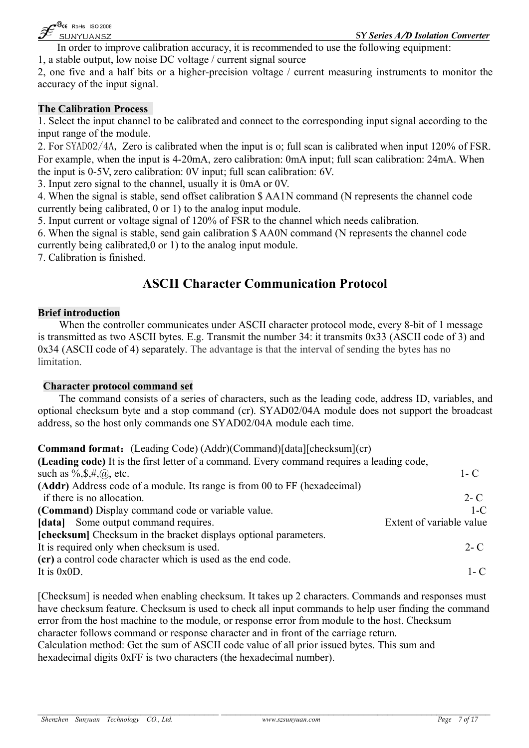In order to improve calibration accuracy, it is recommended to use the following equipment:

1, a stable output, low noise DC voltage / current signal source

2, one five and a half bits or a higher-precision voltage / current measuring instruments to monitor the accuracy of the input signal.

**The Calibration Process**

1. Select the input channel to be calibrated and connect to the corresponding input signal according to the input range of the module.
2. For SYAD02/4A, Zero is calibrated when the input is o; full scan is calibrated when input 120% of FSR. For example, when the input is 4-20mA, zero calibration: 0mA input; full scan calibration: 24mA. When the input is 0-5V, zero calibration: 0V input; full scan calibration: 6V.
3. Input zero signal to the channel, usually it is 0mA or 0V.
4. When the signal is stable, send offset calibration $ AA1N command (N represents the channel code currently being calibrated, 0 or 1) to the analog input module.
5. Input current or voltage signal of 120% of FSR to the channel which needs calibration.
6. When the signal is stable, send gain calibration $ AA0N command (N represents the channel code currently being calibrated,0 or 1) to the analog input module.
7. Calibration is finished.

## ASCII Character Communication Protocol

**Brief introduction**

When the controller communicates under ASCII character protocol mode, every 8-bit of 1 message is transmitted as two ASCII bytes. E.g. Transmit the number 34: it transmits 0x33 (ASCII code of 3) and 0x34 (ASCII code of 4) separately. The advantage is that the interval of sending the bytes has no limitation.

**Character protocol command set**

The command consists of a series of characters, such as the leading code, address ID, variables, and optional checksum byte and a stop command (cr). SYAD02/04A module does not support the broadcast address, so the host only commands one SYAD02/04A module each time.

**Command format**：(Leading Code) (Addr)(Command)[data][checksum](cr)

**(Leading code)** It is the first letter of a command. Every command requires a leading code, such as %,$,#,@, etc. 1- C

**(Addr)** Address code of a module. Its range is from 00 to FF (hexadecimal) if there is no allocation. 2- C

**(Command)** Display command code or variable value. 1-C

**[data]** Some output command requires. Extent of variable value

**[checksum]** Checksum in the bracket displays optional parameters. It is required only when checksum is used. 2- C

**(cr)** a control code character which is used as the end code. It is 0x0D. 1- C

[Checksum] is needed when enabling checksum. It takes up 2 characters. Commands and responses must have checksum feature. Checksum is used to check all input commands to help user finding the command error from the host machine to the module, or response error from module to the host. Checksum character follows command or response character and in front of the carriage return.

Calculation method: Get the sum of ASCII code value of all prior issued bytes. This sum and hexadecimal digits 0xFF is two characters (the hexadecimal number).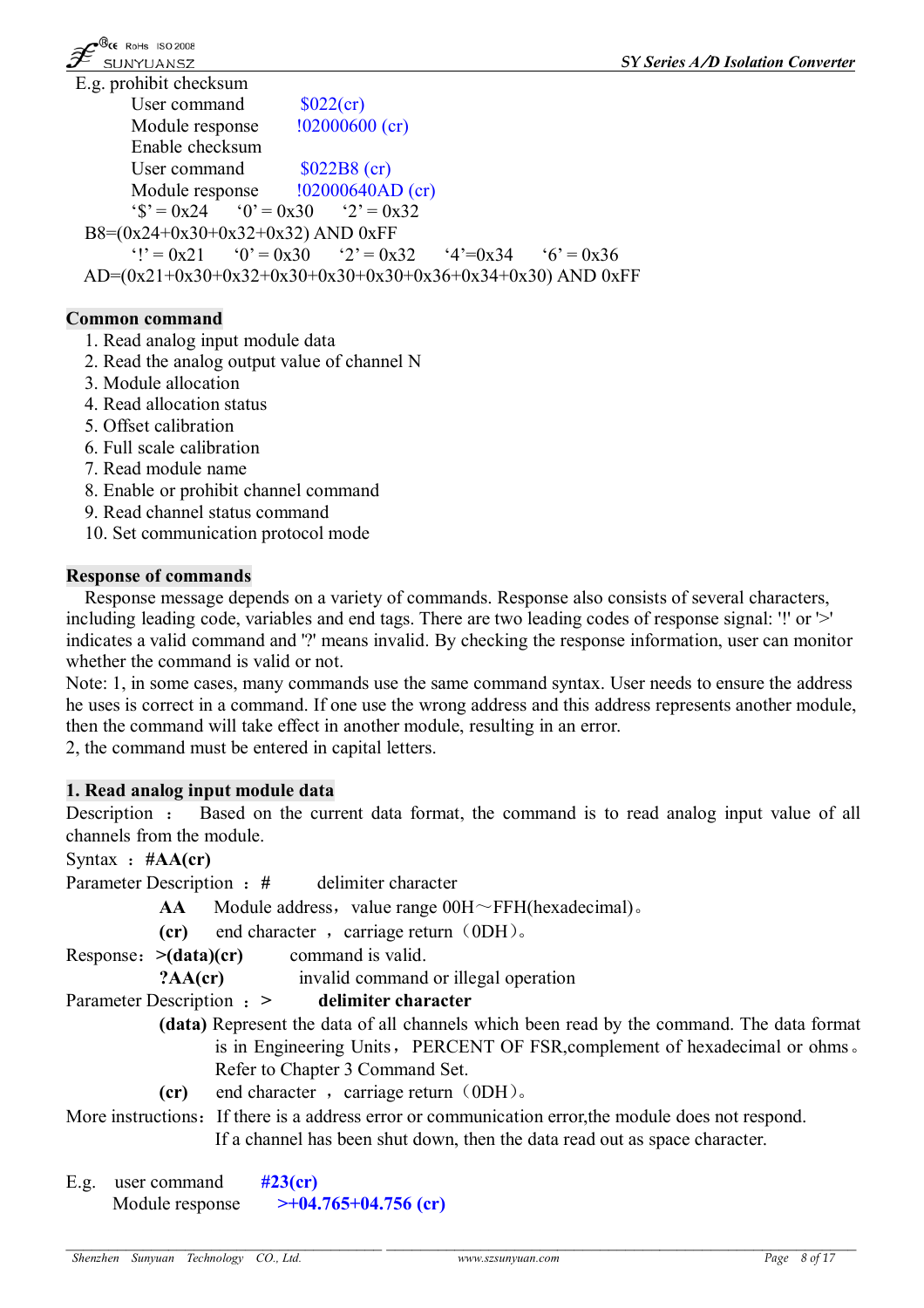E.g. prohibit checksum

User command $022(cr)

Module response !02000600 (cr)

Enable checksum

User command $022B8 (cr)

Module response !02000640AD (cr)

'$' = 0x24 '0' = 0x30 '2' = 0x32

B8=(0x24+0x30+0x32+0x32) AND 0xFF

'!' = 0x21 '0' = 0x30 '2' = 0x32 '4'=0x34 '6' = 0x36

AD=(0x21+0x30+0x32+0x30+0x30+0x30+0x36+0x34+0x30) AND 0xFF

## Common command

1. Read analog input module data
2. Read the analog output value of channel N
3. Module allocation
4. Read allocation status
5. Offset calibration
6. Full scale calibration
7. Read module name
8. Enable or prohibit channel command
9. Read channel status command
10. Set communication protocol mode

## Response of commands

Response message depends on a variety of commands. Response also consists of several characters, including leading code, variables and end tags. There are two leading codes of response signal: '!' or '>' indicates a valid command and '?' means invalid. By checking the response information, user can monitor whether the command is valid or not.

Note: 1, in some cases, many commands use the same command syntax. User needs to ensure the address he uses is correct in a command. If one use the wrong address and this address represents another module, then the command will take effect in another module, resulting in an error.

2, the command must be entered in capital letters.

## 1. Read analog input module data

Description ： Based on the current data format, the command is to read analog input value of all channels from the module.

Syntax ： **#AA(cr)**

Parameter Description ：**#** delimiter character

**AA** Module address，value range 00H～FFH(hexadecimal)。

**(cr)** end character ，carriage return（0DH）。

Response：**>(data)(cr)** command is valid.

**?AA(cr)** invalid command or illegal operation

Parameter Description ：**>** **delimiter character**

**(data)** Represent the data of all channels which been read by the command. The data format is in Engineering Units，PERCENT OF FSR,complement of hexadecimal or ohms。Refer to Chapter 3 Command Set.

**(cr)** end character ，carriage return（0DH）。

More instructions：If there is a address error or communication error,the module does not respond. If a channel has been shut down, then the data read out as space character.

E.g. user command **#23(cr)**

Module response **>+04.765+04.756 (cr)**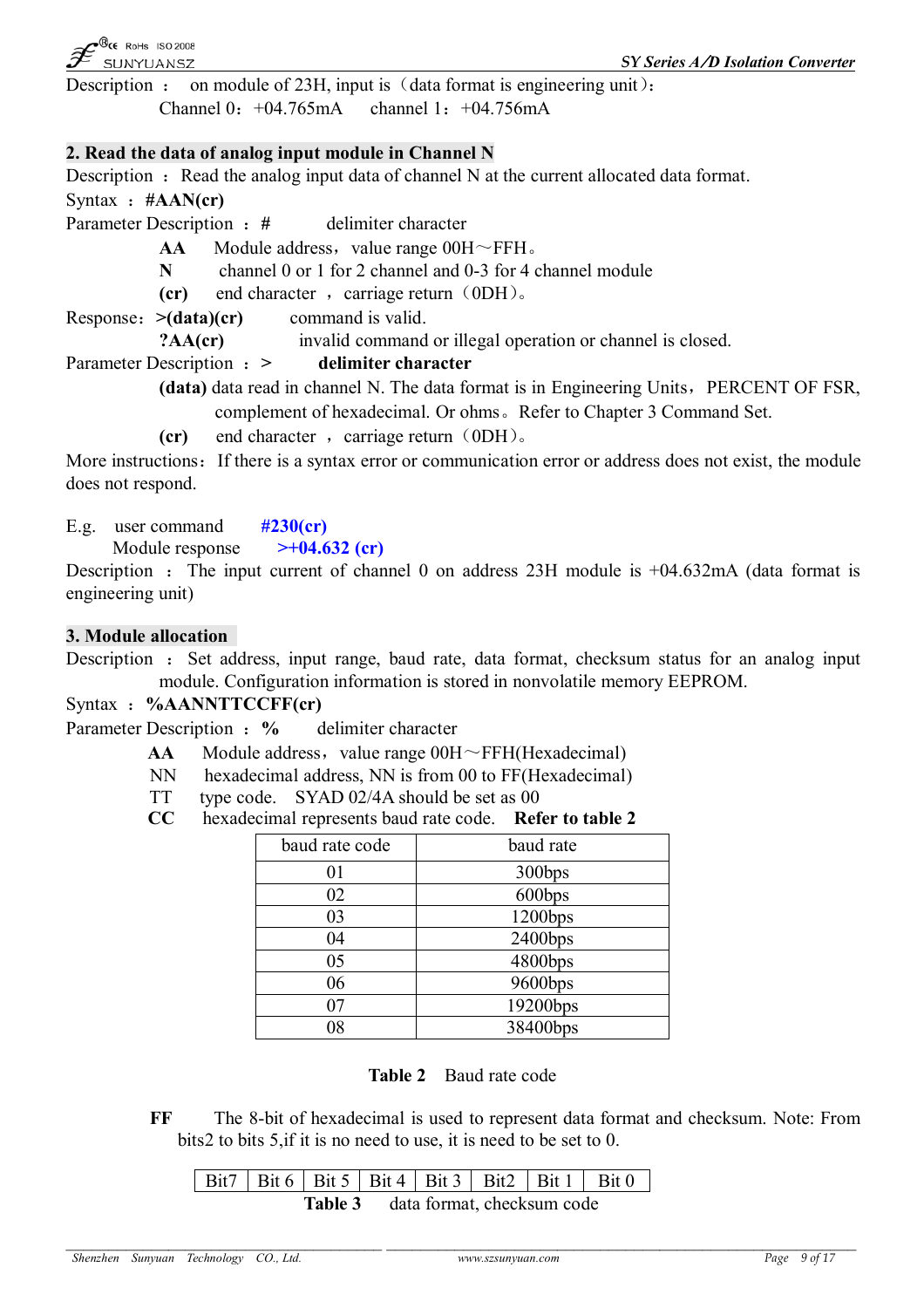Description ： on module of 23H, input is（data format is engineering unit）:

Channel 0：+04.765mA channel 1：+04.756mA

## 2. Read the data of analog input module in Channel N

Description ： Read the analog input data of channel N at the current allocated data format.

Syntax ： **#AAN(cr)**

Parameter Description ： **#** delimiter character

**AA** Module address，value range 00H～FFH。

**N** channel 0 or 1 for 2 channel and 0-3 for 4 channel module

**(cr)** end character ，carriage return（0DH）。

Response：**>(data)(cr)** command is valid.

**?AA(cr)** invalid command or illegal operation or channel is closed.

Parameter Description ： **>** **delimiter character**

**(data)** data read in channel N. The data format is in Engineering Units，PERCENT OF FSR, complement of hexadecimal. Or ohms。Refer to Chapter 3 Command Set.

**(cr)** end character ，carriage return（0DH）。

More instructions：If there is a syntax error or communication error or address does not exist, the module does not respond.

E.g. user command **#230(cr)**

Module response **>+04.632 (cr)**

Description ： The input current of channel 0 on address 23H module is +04.632mA (data format is engineering unit)

## 3. Module allocation

Description ： Set address, input range, baud rate, data format, checksum status for an analog input module. Configuration information is stored in nonvolatile memory EEPROM.

Syntax ： **%AANNTTCCFF(cr)**

Parameter Description ： **%** delimiter character

**AA** Module address，value range 00H～FFH(Hexadecimal)

NN hexadecimal address, NN is from 00 to FF(Hexadecimal)

TT type code. SYAD 02/4A should be set as 00

**CC** hexadecimal represents baud rate code. **Refer to table 2**

| baud rate code | baud rate |
|---|---|
| 01 | 300bps |
| 02 | 600bps |
| 03 | 1200bps |
| 04 | 2400bps |
| 05 | 4800bps |
| 06 | 9600bps |
| 07 | 19200bps |
| 08 | 38400bps |

**Table 2** Baud rate code

**FF** The 8-bit of hexadecimal is used to represent data format and checksum. Note: From bits2 to bits 5,if it is no need to use, it is need to be set to 0.

| Bit7 | Bit 6 | Bit 5 | Bit 4 | Bit 3 | Bit2 | Bit 1 | Bit 0 |
|---|---|---|---|---|---|---|---|

**Table 3** data format, checksum code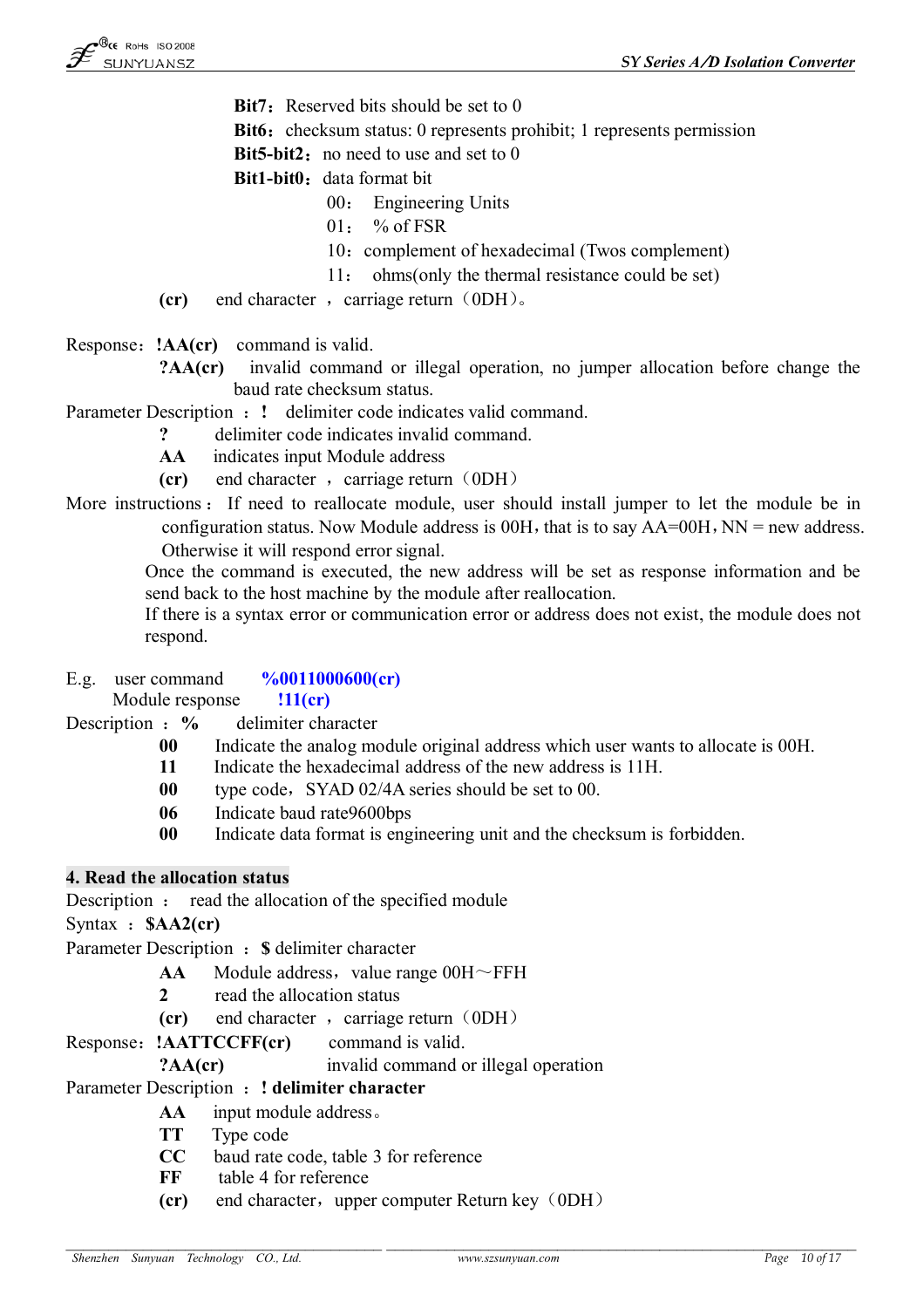**Bit7**：Reserved bits should be set to 0

**Bit6**：checksum status: 0 represents prohibit; 1 represents permission

**Bit5-bit2**：no need to use and set to 0

**Bit1-bit0**：data format bit

00： Engineering Units

01： % of FSR

10：complement of hexadecimal (Twos complement)

11： ohms(only the thermal resistance could be set)

**(cr)** end character ，carriage return（0DH）。

Response：**!AA(cr)** command is valid.

**?AA(cr)** invalid command or illegal operation, no jumper allocation before change the baud rate checksum status.

Parameter Description ：**!** delimiter code indicates valid command.

**?** delimiter code indicates invalid command.

**AA** indicates input Module address

**(cr)** end character ，carriage return（0DH）

More instructions：If need to reallocate module, user should install jumper to let the module be in configuration status. Now Module address is 00H，that is to say AA=00H，NN = new address. Otherwise it will respond error signal.

Once the command is executed, the new address will be set as response information and be send back to the host machine by the module after reallocation.

If there is a syntax error or communication error or address does not exist, the module does not respond.

E.g. user command **%0011000600(cr)**

Module response **!11(cr)**

Description ：**%** delimiter character

**00** Indicate the analog module original address which user wants to allocate is 00H.

**11** Indicate the hexadecimal address of the new address is 11H.

**00** type code，SYAD 02/4A series should be set to 00.

**06** Indicate baud rate9600bps

**00** Indicate data format is engineering unit and the checksum is forbidden.

## 4. Read the allocation status

Description ： read the allocation of the specified module

Syntax ：**$AA2(cr)**

Parameter Description ：**$** delimiter character

**AA** Module address，value range 00H～FFH

**2** read the allocation status

**(cr)** end character ，carriage return（0DH）

Response：**!AATTCCFF(cr)** command is valid.

**?AA(cr)** invalid command or illegal operation

Parameter Description ：**! delimiter character**

**AA** input module address。

**TT** Type code

**CC** baud rate code, table 3 for reference

**FF** table 4 for reference

**(cr)** end character，upper computer Return key（0DH）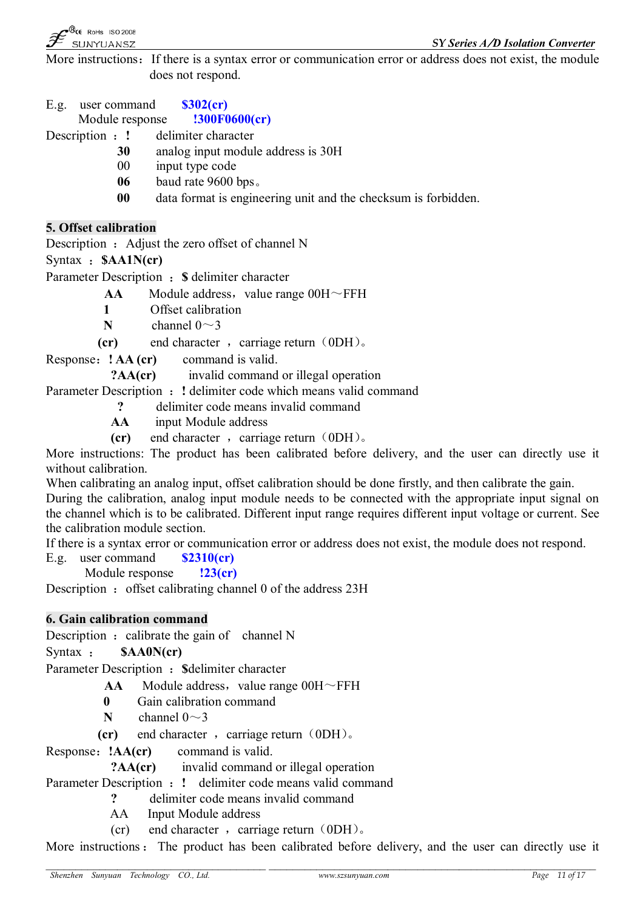More instructions：If there is a syntax error or communication error or address does not exist, the module does not respond.

E.g. user command **$302(cr)**
Module response **!300F0600(cr)**

Description ：**!** delimiter character
**30** analog input module address is 30H
00 input type code
**06** baud rate 9600 bps。
**00** data format is engineering unit and the checksum is forbidden.

## 5. Offset calibration

Description ：Adjust the zero offset of channel N

Syntax ：**$AA1N(cr)**

Parameter Description ：**$** delimiter character
**AA** Module address，value range 00H～FFH
**1** Offset calibration
**N** channel 0～3
**(cr)** end character ，carriage return（0DH)。

Response：**! AA (cr)** command is valid.
**?AA(cr)** invalid command or illegal operation

Parameter Description ：**!** delimiter code which means valid command
**?** delimiter code means invalid command
**AA** input Module address
**(cr)** end character ，carriage return（0DH)。

More instructions: The product has been calibrated before delivery, and the user can directly use it without calibration.

When calibrating an analog input, offset calibration should be done firstly, and then calibrate the gain.

During the calibration, analog input module needs to be connected with the appropriate input signal on the channel which is to be calibrated. Different input range requires different input voltage or current. See the calibration module section.

If there is a syntax error or communication error or address does not exist, the module does not respond.

E.g. user command **$2310(cr)**
Module response **!23(cr)**

Description ：offset calibrating channel 0 of the address 23H

## 6. Gain calibration command

Description ：calibrate the gain of channel N

Syntax ： **$AA0N(cr)**

Parameter Description ：**$**delimiter character
**AA** Module address，value range 00H～FFH
**0** Gain calibration command
**N** channel 0～3
**(cr)** end character ，carriage return（0DH)。

Response：**!AA(cr)** command is valid.
**?AA(cr)** invalid command or illegal operation

Parameter Description ：**!** delimiter code means valid command
**?** delimiter code means invalid command
AA Input Module address
(cr) end character ，carriage return（0DH)。

More instructions： The product has been calibrated before delivery, and the user can directly use it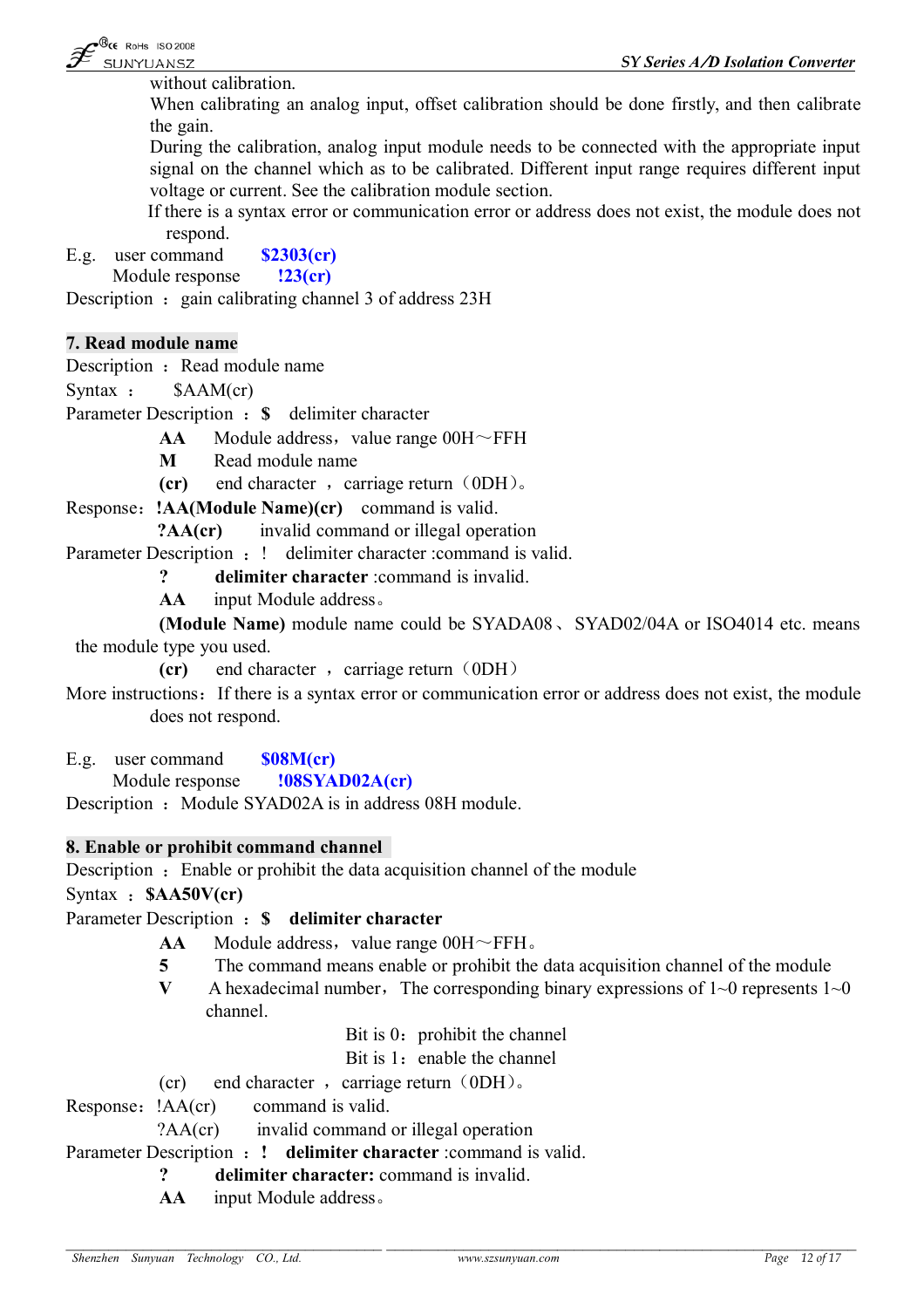without calibration.

When calibrating an analog input, offset calibration should be done firstly, and then calibrate the gain.

During the calibration, analog input module needs to be connected with the appropriate input signal on the channel which as to be calibrated. Different input range requires different input voltage or current. See the calibration module section.

If there is a syntax error or communication error or address does not exist, the module does not respond.

E.g. user command **$2303(cr)**

Module response **!23(cr)**

Description ： gain calibrating channel 3 of address 23H

## 7. Read module name

Description ： Read module name

Syntax ： $AAM(cr)

Parameter Description ： **$** delimiter character

**AA** Module address，value range 00H～FFH

**M** Read module name

**(cr)** end character ，carriage return（0DH）。

Response：**!AA(Module Name)(cr)** command is valid.

**?AA(cr)** invalid command or illegal operation

Parameter Description ： ! delimiter character :command is valid.

**?** **delimiter character** :command is invalid.

**AA** input Module address。

**(Module Name)** module name could be SYADA08、SYAD02/04A or ISO4014 etc. means the module type you used.

**(cr)** end character ，carriage return（0DH）

More instructions：If there is a syntax error or communication error or address does not exist, the module does not respond.

E.g. user command **$08M(cr)**

Module response **!08SYAD02A(cr)**

Description ： Module SYAD02A is in address 08H module.

## 8. Enable or prohibit command channel

Description ： Enable or prohibit the data acquisition channel of the module

Syntax ： **$AA50V(cr)**

Parameter Description ： **$** **delimiter character**

**AA** Module address，value range 00H～FFH。

**5** The command means enable or prohibit the data acquisition channel of the module

**V** A hexadecimal number，The corresponding binary expressions of 1~0 represents 1~0 channel.

Bit is 0：prohibit the channel

Bit is 1：enable the channel

(cr) end character ，carriage return（0DH）。

Response：!AA(cr) command is valid.

?AA(cr) invalid command or illegal operation

Parameter Description ： **!** **delimiter character** :command is valid.

**?** **delimiter character:** command is invalid.

**AA** input Module address。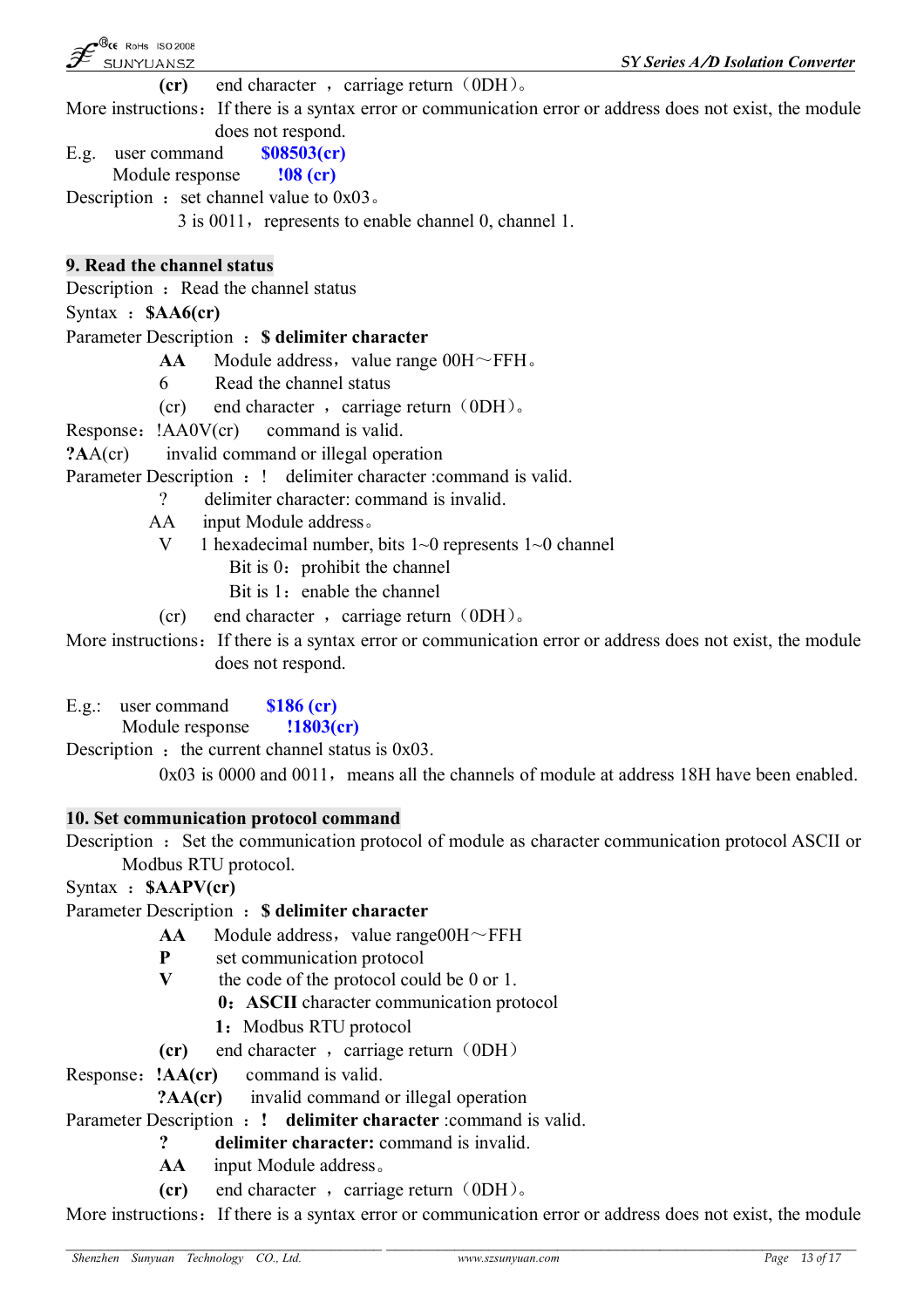**(cr)** end character ，carriage return（0DH）。

More instructions：If there is a syntax error or communication error or address does not exist, the module does not respond.

E.g. user command **$08503(cr)**

Module response **!08 (cr)**

Description ：set channel value to 0x03。

3 is 0011，represents to enable channel 0, channel 1.

## 9. Read the channel status

Description ：Read the channel status

Syntax ：**$AA6(cr)**

Parameter Description ：**$ delimiter character**

**AA** Module address，value range 00H～FFH。

6 Read the channel status

(cr) end character ，carriage return（0DH）。

Response：!AA0V(cr) command is valid.

**?**AA(cr) invalid command or illegal operation

Parameter Description ：! delimiter character :command is valid.

? delimiter character: command is invalid.

AA input Module address。

V 1 hexadecimal number, bits 1~0 represents 1~0 channel

Bit is 0：prohibit the channel

Bit is 1：enable the channel

(cr) end character ，carriage return（0DH）。

More instructions：If there is a syntax error or communication error or address does not exist, the module does not respond.

E.g.: user command **$186 (cr)**

Module response **!1803(cr)**

Description ：the current channel status is 0x03.

0x03 is 0000 and 0011，means all the channels of module at address 18H have been enabled.

## 10. Set communication protocol command

Description ：Set the communication protocol of module as character communication protocol ASCII or Modbus RTU protocol.

Syntax ：**$AAPV(cr)**

Parameter Description ：**$ delimiter character**

**AA** Module address，value range00H～FFH

**P** set communication protocol

**V** the code of the protocol could be 0 or 1.

**0**：**ASCII** character communication protocol

**1**：Modbus RTU protocol

**(cr)** end character ，carriage return（0DH）

Response：**!AA(cr)** command is valid.

**?AA(cr)** invalid command or illegal operation

Parameter Description ：**! delimiter character** :command is valid.

**? delimiter character:** command is invalid.

**AA** input Module address。

**(cr)** end character ，carriage return（0DH）。

More instructions：If there is a syntax error or communication error or address does not exist, the module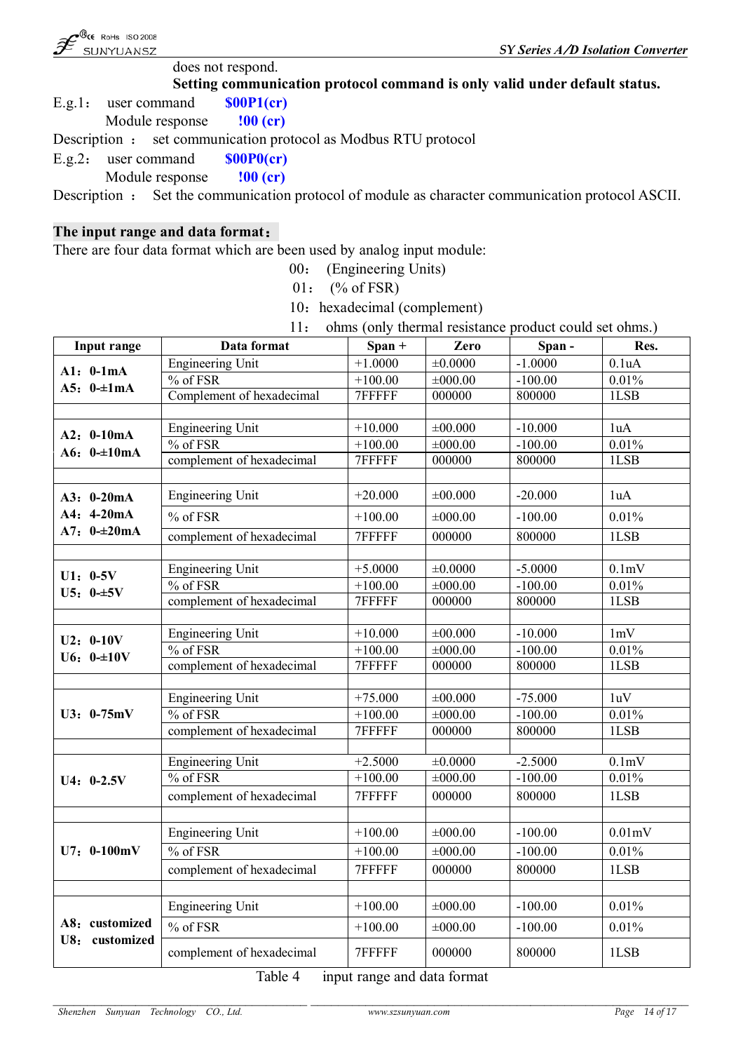does not respond.

**Setting communication protocol command is only valid under default status.**

E.g.1: user command **$00P1(cr)**

Module response **!00 (cr)**

Description : set communication protocol as Modbus RTU protocol

E.g.2: user command **$00P0(cr)**

Module response **!00 (cr)**

Description : Set the communication protocol of module as character communication protocol ASCII.

**The input range and data format:**

There are four data format which are been used by analog input module:

00: (Engineering Units)

01: (% of FSR)

10: hexadecimal (complement)

11: ohms (only thermal resistance product could set ohms.)

| Input range | Data format | Span + | Zero | Span - | Res. |
|---|---|---|---|---|---|
| **A1: 0-1mA**<br>**A5: 0-±1mA** | Engineering Unit | +1.0000 | ±0.0000 | -1.0000 | 0.1uA |
| | % of FSR | +100.00 | ±000.00 | -100.00 | 0.01% |
| | Complement of hexadecimal | 7FFFFF | 000000 | 800000 | 1LSB |
| | | | | | |
| **A2: 0-10mA**<br>**A6: 0-±10mA** | Engineering Unit | +10.000 | ±00.000 | -10.000 | 1uA |
| | % of FSR | +100.00 | ±000.00 | -100.00 | 0.01% |
| | complement of hexadecimal | 7FFFFF | 000000 | 800000 | 1LSB |
| | | | | | |
| **A3: 0-20mA**<br>**A4: 4-20mA**<br>**A7: 0-±20mA** | Engineering Unit | +20.000 | ±00.000 | -20.000 | 1uA |
| | % of FSR | +100.00 | ±000.00 | -100.00 | 0.01% |
| | complement of hexadecimal | 7FFFFF | 000000 | 800000 | 1LSB |
| | | | | | |
| **U1: 0-5V**<br>**U5: 0-±5V** | Engineering Unit | +5.0000 | ±0.0000 | -5.0000 | 0.1mV |
| | % of FSR | +100.00 | ±000.00 | -100.00 | 0.01% |
| | complement of hexadecimal | 7FFFFF | 000000 | 800000 | 1LSB |
| | | | | | |
| **U2: 0-10V**<br>**U6: 0-±10V** | Engineering Unit | +10.000 | ±00.000 | -10.000 | 1mV |
| | % of FSR | +100.00 | ±000.00 | -100.00 | 0.01% |
| | complement of hexadecimal | 7FFFFF | 000000 | 800000 | 1LSB |
| | | | | | |
| **U3: 0-75mV** | Engineering Unit | +75.000 | ±00.000 | -75.000 | 1uV |
| | % of FSR | +100.00 | ±000.00 | -100.00 | 0.01% |
| | complement of hexadecimal | 7FFFFF | 000000 | 800000 | 1LSB |
| | | | | | |
| **U4: 0-2.5V** | Engineering Unit | +2.5000 | ±0.0000 | -2.5000 | 0.1mV |
| | % of FSR | +100.00 | ±000.00 | -100.00 | 0.01% |
| | complement of hexadecimal | 7FFFFF | 000000 | 800000 | 1LSB |
| | | | | | |
| **U7: 0-100mV** | Engineering Unit | +100.00 | ±000.00 | -100.00 | 0.01mV |
| | % of FSR | +100.00 | ±000.00 | -100.00 | 0.01% |
| | complement of hexadecimal | 7FFFFF | 000000 | 800000 | 1LSB |
| | | | | | |
| **A8: customized**<br>**U8: customized** | Engineering Unit | +100.00 | ±000.00 | -100.00 | 0.01% |
| | % of FSR | +100.00 | ±000.00 | -100.00 | 0.01% |
| | complement of hexadecimal | 7FFFFF | 000000 | 800000 | 1LSB |

Table 4 input range and data format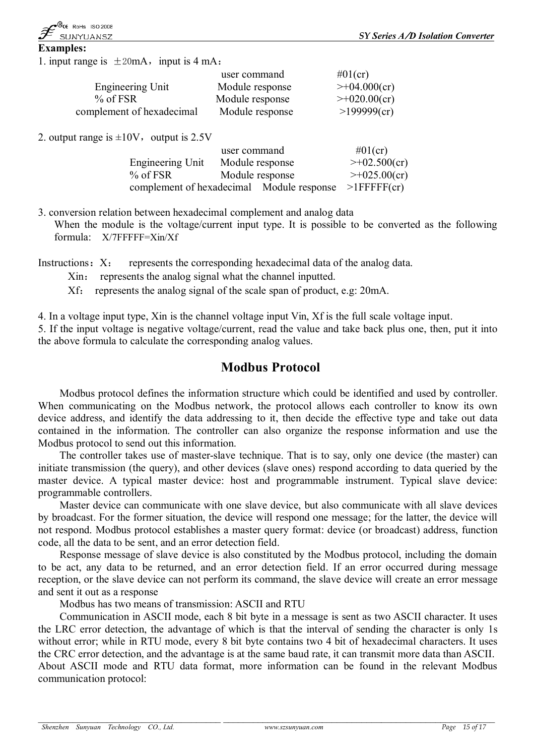**Examples:**

1. input range is ±20mA，input is 4 mA：

| | | |
|---|---|---|
| | user command | #01(cr) |
| Engineering Unit | Module response | >+04.000(cr) |
| % of FSR | Module response | >+020.00(cr) |
| complement of hexadecimal | Module response | >199999(cr) |

2. output range is ±10V，output is 2.5V

| | | |
|---|---|---|
| | user command | #01(cr) |
| Engineering Unit | Module response | >+02.500(cr) |
| % of FSR | Module response | >+025.00(cr) |
| complement of hexadecimal | Module response | >1FFFFF(cr) |

3. conversion relation between hexadecimal complement and analog data

   When the module is the voltage/current input type. It is possible to be converted as the following formula: X/7FFFFF=Xin/Xf

Instructions：X： represents the corresponding hexadecimal data of the analog data.

Xin： represents the analog signal what the channel inputted.

Xf： represents the analog signal of the scale span of product, e.g: 20mA.

4. In a voltage input type, Xin is the channel voltage input Vin, Xf is the full scale voltage input.
5. If the input voltage is negative voltage/current, read the value and take back plus one, then, put it into the above formula to calculate the corresponding analog values.

## Modbus Protocol

Modbus protocol defines the information structure which could be identified and used by controller. When communicating on the Modbus network, the protocol allows each controller to know its own device address, and identify the data addressing to it, then decide the effective type and take out data contained in the information. The controller can also organize the response information and use the Modbus protocol to send out this information.

The controller takes use of master-slave technique. That is to say, only one device (the master) can initiate transmission (the query), and other devices (slave ones) respond according to data queried by the master device. A typical master device: host and programmable instrument. Typical slave device: programmable controllers.

Master device can communicate with one slave device, but also communicate with all slave devices by broadcast. For the former situation, the device will respond one message; for the latter, the device will not respond. Modbus protocol establishes a master query format: device (or broadcast) address, function code, all the data to be sent, and an error detection field.

Response message of slave device is also constituted by the Modbus protocol, including the domain to be act, any data to be returned, and an error detection field. If an error occurred during message reception, or the slave device can not perform its command, the slave device will create an error message and sent it out as a response

Modbus has two means of transmission: ASCII and RTU

Communication in ASCII mode, each 8 bit byte in a message is sent as two ASCII character. It uses the LRC error detection, the advantage of which is that the interval of sending the character is only 1s without error; while in RTU mode, every 8 bit byte contains two 4 bit of hexadecimal characters. It uses the CRC error detection, and the advantage is at the same baud rate, it can transmit more data than ASCII. About ASCII mode and RTU data format, more information can be found in the relevant Modbus communication protocol: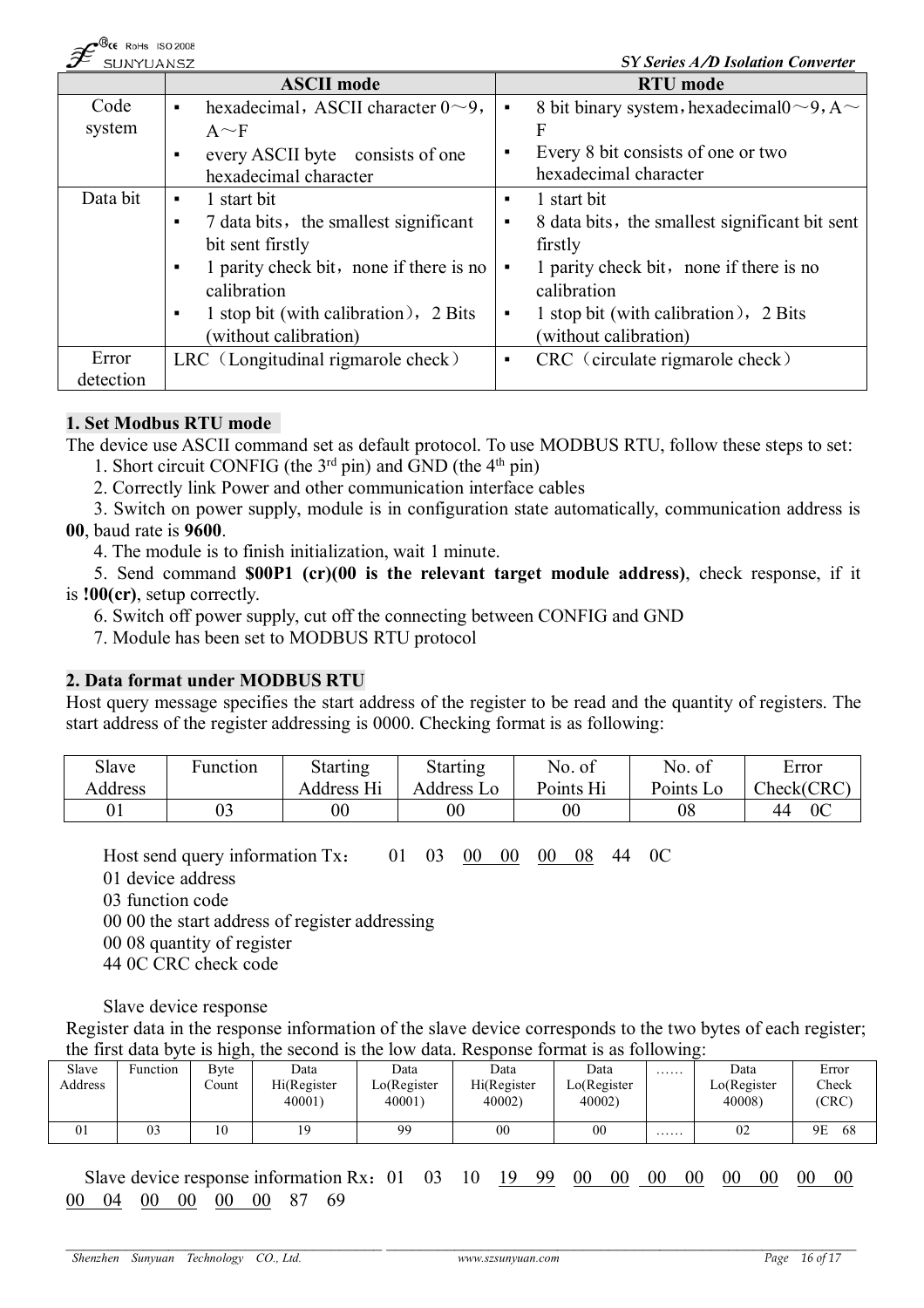| | ASCII mode | RTU mode |
|---|---|---|
| Code system | ▪ hexadecimal，ASCII character 0～9，A～F<br>▪ every ASCII byte consists of one hexadecimal character | ▪ 8 bit binary system，hexadecimal0～9，A～F<br>▪ Every 8 bit consists of one or two hexadecimal character |
| Data bit | ▪ 1 start bit<br>▪ 7 data bits，the smallest significant bit sent firstly<br>▪ 1 parity check bit，none if there is no calibration<br>▪ 1 stop bit (with calibration)，2 Bits (without calibration) | ▪ 1 start bit<br>▪ 8 data bits，the smallest significant bit sent firstly<br>▪ 1 parity check bit，none if there is no calibration<br>▪ 1 stop bit (with calibration)，2 Bits (without calibration) |
| Error detection | LRC（Longitudinal rigmarole check） | ▪ CRC（circulate rigmarole check） |

## 1. Set Modbus RTU mode

The device use ASCII command set as default protocol. To use MODBUS RTU, follow these steps to set:

1. Short circuit CONFIG (the 3rd pin) and GND (the 4th pin)
2. Correctly link Power and other communication interface cables
3. Switch on power supply, module is in configuration state automatically, communication address is **00**, baud rate is **9600**.
4. The module is to finish initialization, wait 1 minute.
5. Send command **$00P1 (cr)(00 is the relevant target module address)**, check response, if it is **!00(cr)**, setup correctly.
6. Switch off power supply, cut off the connecting between CONFIG and GND
7. Module has been set to MODBUS RTU protocol

## 2. Data format under MODBUS RTU

Host query message specifies the start address of the register to be read and the quantity of registers. The start address of the register addressing is 0000. Checking format is as following:

| Slave Address | Function | Starting Address Hi | Starting Address Lo | No. of Points Hi | No. of Points Lo | Error Check(CRC) |
|---|---|---|---|---|---|---|
| 01 | 03 | 00 | 00 | 00 | 08 | 44 0C |

Host send query information Tx： 01 03 00 00 00 08 44 0C

01 device address

03 function code

00 00 the start address of register addressing

00 08 quantity of register

44 0C CRC check code

Slave device response

Register data in the response information of the slave device corresponds to the two bytes of each register; the first data byte is high, the second is the low data. Response format is as following:

| Slave Address | Function | Byte Count | Data Hi(Register 40001) | Data Lo(Register 40001) | Data Hi(Register 40002) | Data Lo(Register 40002) | …… | Data Lo(Register 40008) | Error Check (CRC) |
|---|---|---|---|---|---|---|---|---|---|
| 01 | 03 | 10 | 19 | 99 | 00 | 00 | …… | 02 | 9E 68 |

Slave device response information Rx：01 03 10 19 99 00 00 00 00 00 00 00 00 00 04 00 00 00 00 87 69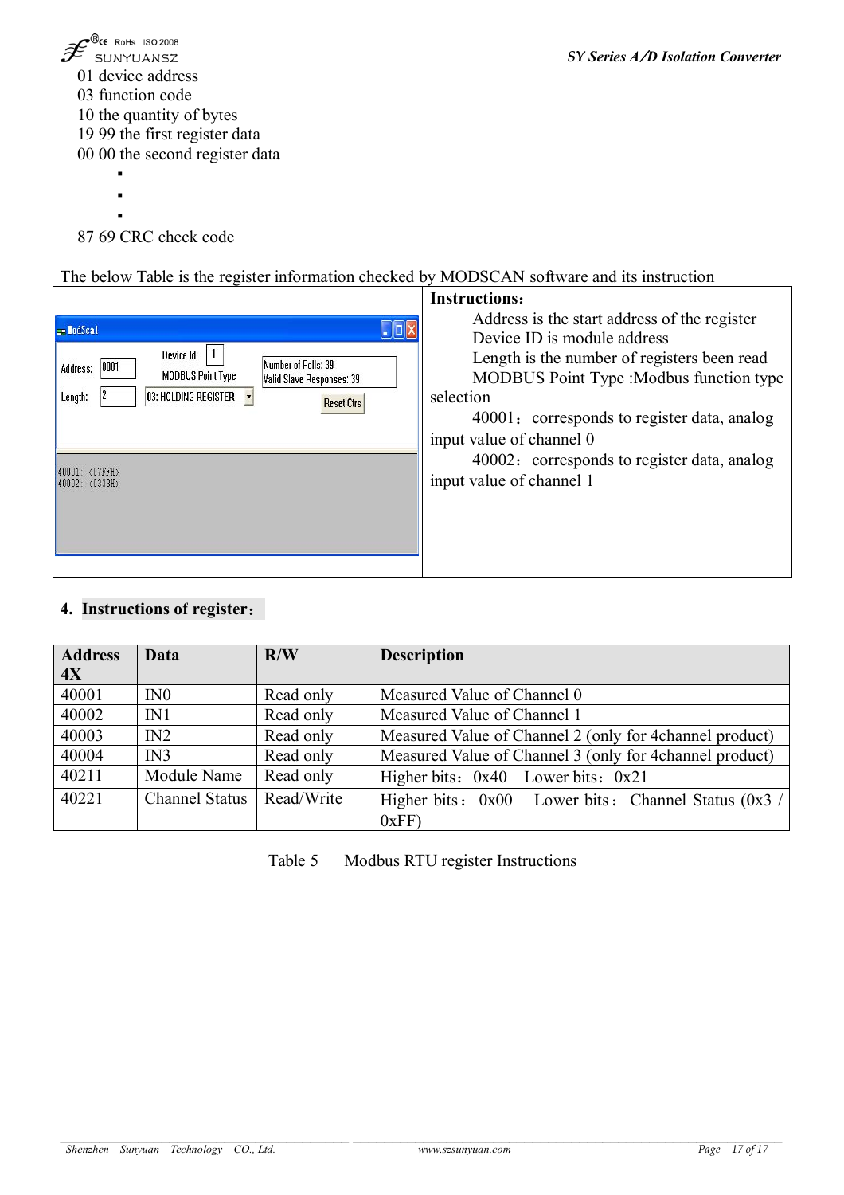01 device address
03 function code
10 the quantity of bytes
19 99 the first register data
00 00 the second register data

- 
- 
- 

87 69 CRC check code

The below Table is the register information checked by MODSCAN software and its instruction

| | |
|---|---|
| ModScal<br>Address: 0001 Device Id: 1<br>MODBUS Point Type<br>Length: 2 03: HOLDING REGISTER<br>Number of Polls: 39<br>Valid Slave Responses: 39<br>Reset Ctrs<br>40001: <07FFH><br>40002: <0333H> | **Instructions：**<br>Address is the start address of the register<br>Device ID is module address<br>Length is the number of registers been read<br>MODBUS Point Type :Modbus function type selection<br>40001：corresponds to register data, analog input value of channel 0<br>40002：corresponds to register data, analog input value of channel 1 |

## 4. Instructions of register：

| **Address 4X** | **Data** | **R/W** | **Description** |
|---|---|---|---|
| 40001 | IN0 | Read only | Measured Value of Channel 0 |
| 40002 | IN1 | Read only | Measured Value of Channel 1 |
| 40003 | IN2 | Read only | Measured Value of Channel 2 (only for 4channel product) |
| 40004 | IN3 | Read only | Measured Value of Channel 3 (only for 4channel product) |
| 40211 | Module Name | Read only | Higher bits：0x40 Lower bits：0x21 |
| 40221 | Channel Status | Read/Write | Higher bits：0x00 Lower bits：Channel Status (0x3 / 0xFF) |

Table 5 Modbus RTU register Instructions